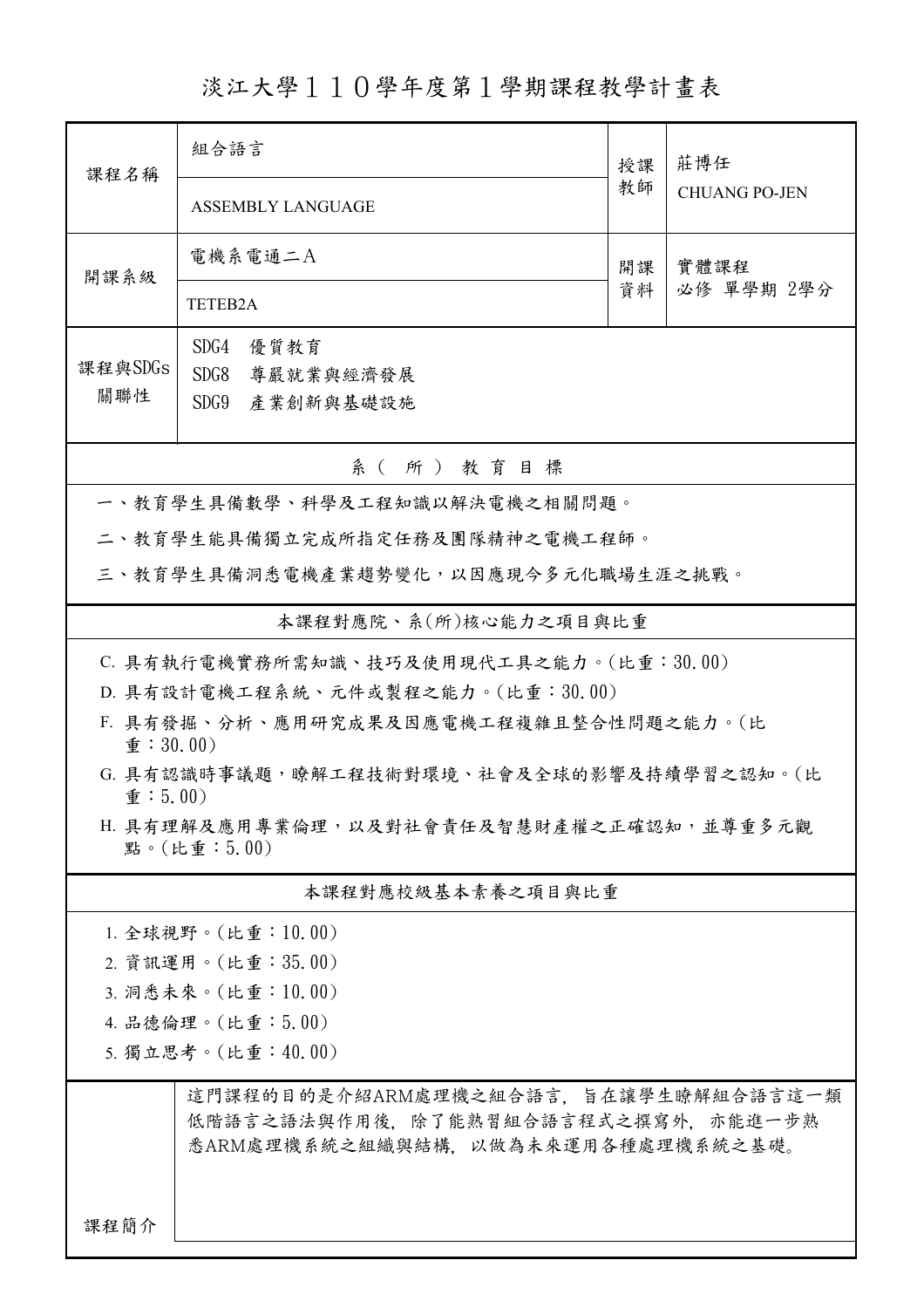# 淡江大學１１０學年度第１學期課程教學計畫表

| | | | |
|---|---|---|---|
| 課程名稱 | 組合語言<br>ASSEMBLY LANGUAGE | 授課教師 | 莊博任<br>CHUANG PO-JEN |
| 開課系級 | 電機系電通二Ａ<br>TETEB2A | 開課資料 | 實體課程<br>必修 單學期 2學分 |
| 課程與SDGs關聯性 | SDG4 優質教育<br>SDG8 尊嚴就業與經濟發展<br>SDG9 產業創新與基礎設施 | | |

## 系（所）教育目標

一、教育學生具備數學、科學及工程知識以解決電機之相關問題。

二、教育學生能具備獨立完成所指定任務及團隊精神之電機工程師。

三、教育學生具備洞悉電機產業趨勢變化，以因應現今多元化職場生涯之挑戰。

## 本課程對應院、系(所)核心能力之項目與比重

C. 具有執行電機實務所需知識、技巧及使用現代工具之能力。(比重：30.00)

D. 具有設計電機工程系統、元件或製程之能力。(比重：30.00)

F. 具有發掘、分析、應用研究成果及因應電機工程複雜且整合性問題之能力。(比重：30.00)

G. 具有認識時事議題，瞭解工程技術對環境、社會及全球的影響及持續學習之認知。(比重：5.00)

H. 具有理解及應用專業倫理，以及對社會責任及智慧財產權之正確認知，並尊重多元觀點。(比重：5.00)

## 本課程對應校級基本素養之項目與比重

1. 全球視野。(比重：10.00)
2. 資訊運用。(比重：35.00)
3. 洞悉未來。(比重：10.00)
4. 品德倫理。(比重：5.00)
5. 獨立思考。(比重：40.00)

| | |
|---|---|
| 課程簡介 | 這門課程的目的是介紹ARM處理機之組合語言，旨在讓學生瞭解組合語言這一類低階語言之語法與作用後，除了能熟習組合語言程式之撰寫外，亦能進一步熟悉ARM處理機系統之組織與結構，以做為未來運用各種處理機系統之基礎。 |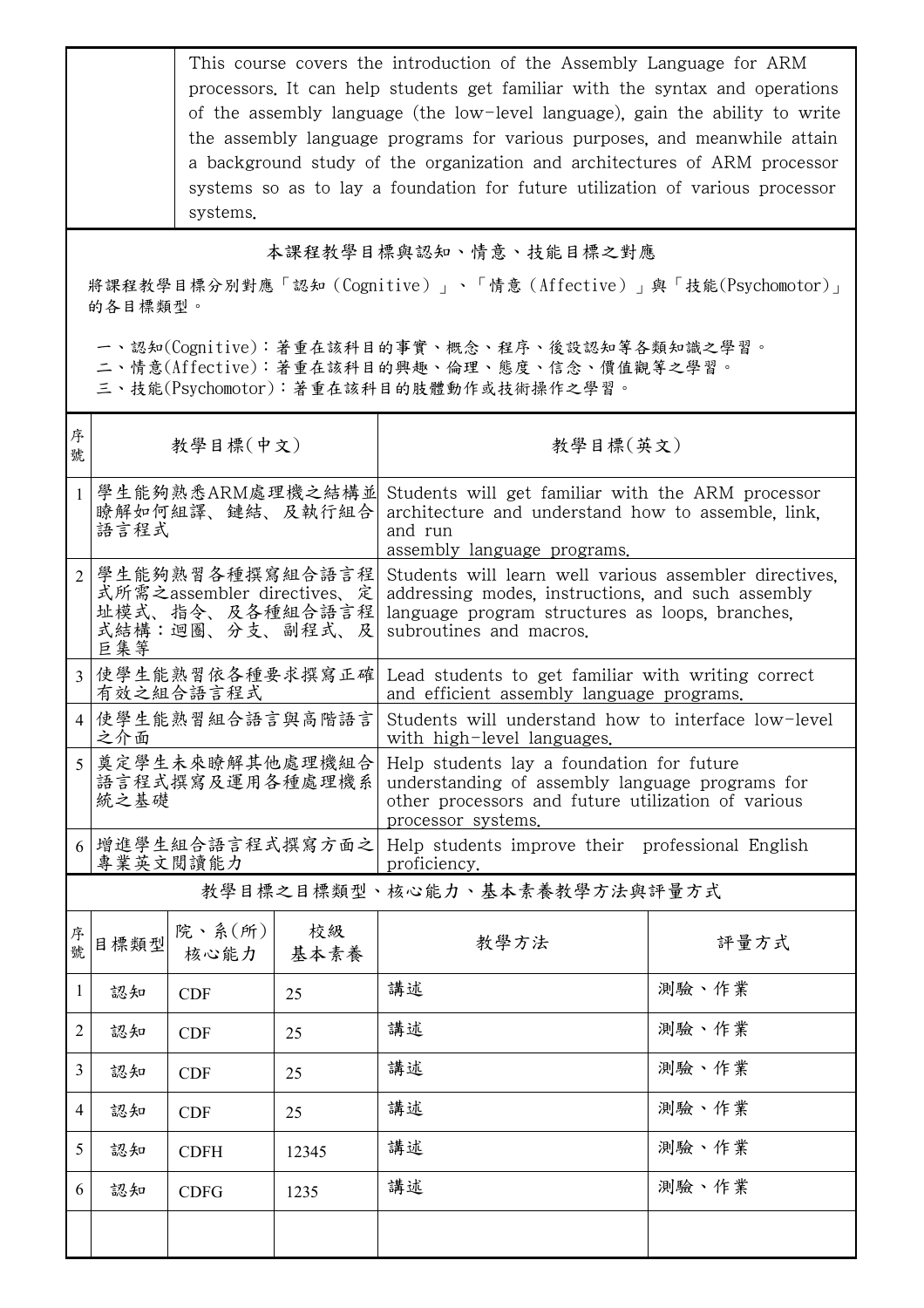| | |
|---|---|
| | This course covers the introduction of the Assembly Language for ARM processors. It can help students get familiar with the syntax and operations of the assembly language (the low-level language), gain the ability to write the assembly language programs for various purposes, and meanwhile attain a background study of the organization and architectures of ARM processor systems so as to lay a foundation for future utilization of various processor systems. |

## 本課程教學目標與認知、情意、技能目標之對應

將課程教學目標分別對應「認知（Cognitive）」、「情意（Affective）」與「技能(Psychomotor)」的各目標類型。

一、認知(Cognitive)：著重在該科目的事實、概念、程序、後設認知等各類知識之學習。
二、情意(Affective)：著重在該科目的興趣、倫理、態度、信念、價值觀等之學習。
三、技能(Psychomotor)：著重在該科目的肢體動作或技術操作之學習。

| 序號 | 教學目標(中文) | 教學目標(英文) |
|---|---|---|
| 1 | 學生能夠熟悉ARM處理機之結構並瞭解如何組譯、鏈結、及執行組合語言程式 | Students will get familiar with the ARM processor architecture and understand how to assemble, link, and run assembly language programs. |
| 2 | 學生能夠熟習各種撰寫組合語言程式所需之assembler directives、定址模式、指令、及各種組合語言程式結構：迴圈、分支、副程式、及巨集等 | Students will learn well various assembler directives, addressing modes, instructions, and such assembly language program structures as loops, branches, subroutines and macros. |
| 3 | 使學生能熟習依各種要求撰寫正確有效之組合語言程式 | Lead students to get familiar with writing correct and efficient assembly language programs. |
| 4 | 使學生能熟習組合語言與高階語言之介面 | Students will understand how to interface low-level with high-level languages. |
| 5 | 奠定學生未來瞭解其他處理機組合語言程式撰寫及運用各種處理機系統之基礎 | Help students lay a foundation for future understanding of assembly language programs for other processors and future utilization of various processor systems. |
| 6 | 增進學生組合語言程式撰寫方面之專業英文閱讀能力 | Help students improve their professional English proficiency. |

## 教學目標之目標類型、核心能力、基本素養教學方法與評量方式

| 序號 | 目標類型 | 院、系(所)核心能力 | 校級基本素養 | 教學方法 | 評量方式 |
|---|---|---|---|---|---|
| 1 | 認知 | CDF | 25 | 講述 | 測驗、作業 |
| 2 | 認知 | CDF | 25 | 講述 | 測驗、作業 |
| 3 | 認知 | CDF | 25 | 講述 | 測驗、作業 |
| 4 | 認知 | CDF | 25 | 講述 | 測驗、作業 |
| 5 | 認知 | CDFH | 12345 | 講述 | 測驗、作業 |
| 6 | 認知 | CDFG | 1235 | 講述 | 測驗、作業 |
| | | | | | |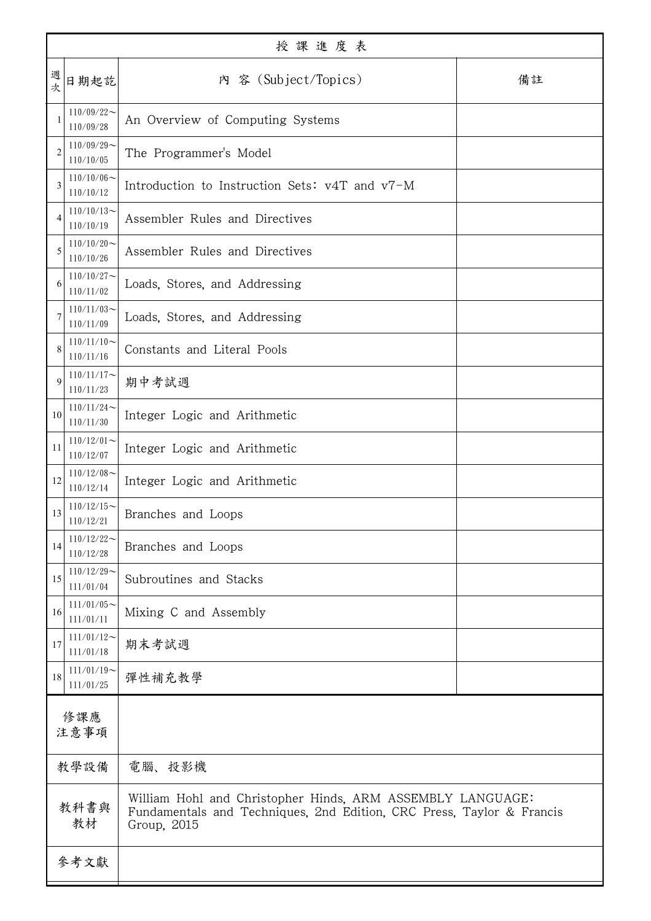## 授課進度表

| 週次 | 日期起訖 | 內 容 (Subject/Topics) | 備註 |
|---|---|---|---|
| 1 | 110/09/22～110/09/28 | An Overview of Computing Systems | |
| 2 | 110/09/29～110/10/05 | The Programmer's Model | |
| 3 | 110/10/06～110/10/12 | Introduction to Instruction Sets: v4T and v7-M | |
| 4 | 110/10/13～110/10/19 | Assembler Rules and Directives | |
| 5 | 110/10/20～110/10/26 | Assembler Rules and Directives | |
| 6 | 110/10/27～110/11/02 | Loads, Stores, and Addressing | |
| 7 | 110/11/03～110/11/09 | Loads, Stores, and Addressing | |
| 8 | 110/11/10～110/11/16 | Constants and Literal Pools | |
| 9 | 110/11/17～110/11/23 | 期中考試週 | |
| 10 | 110/11/24～110/11/30 | Integer Logic and Arithmetic | |
| 11 | 110/12/01～110/12/07 | Integer Logic and Arithmetic | |
| 12 | 110/12/08～110/12/14 | Integer Logic and Arithmetic | |
| 13 | 110/12/15～110/12/21 | Branches and Loops | |
| 14 | 110/12/22～110/12/28 | Branches and Loops | |
| 15 | 110/12/29～111/01/04 | Subroutines and Stacks | |
| 16 | 111/01/05～111/01/11 | Mixing C and Assembly | |
| 17 | 111/01/12～111/01/18 | 期末考試週 | |
| 18 | 111/01/19～111/01/25 | 彈性補充教學 | |

| | |
|---|---|
| 修課應注意事項 | |
| 教學設備 | 電腦、投影機 |
| 教科書與教材 | William Hohl and Christopher Hinds, ARM ASSEMBLY LANGUAGE: Fundamentals and Techniques, 2nd Edition, CRC Press, Taylor & Francis Group, 2015 |
| 參考文獻 | |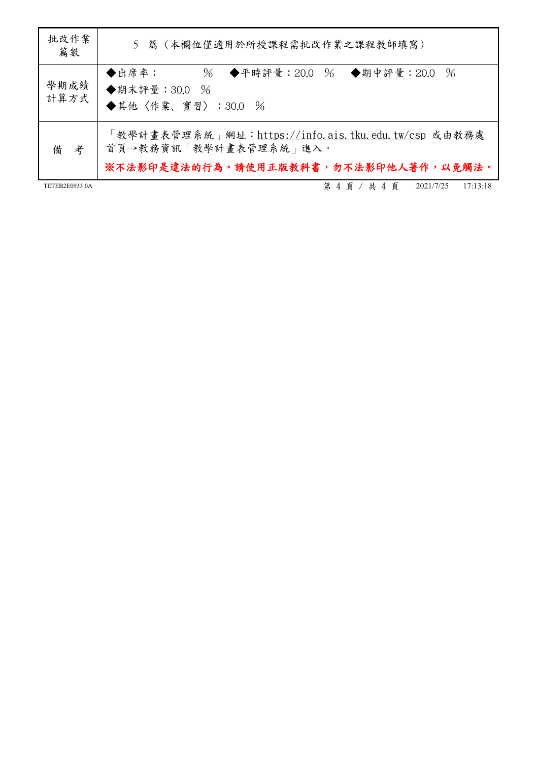| | |
|---|---|
| 批改作業篇數 | 5 篇（本欄位僅適用於所授課程需批改作業之課程教師填寫） |
| 學期成績計算方式 | ◆出席率：　　　％　◆平時評量：20.0 ％　◆期中評量：20.0 ％<br>◆期末評量：30.0 ％<br>◆其他〈作業、實習〉：30.0 ％ |
| 備　考 | 「教學計畫表管理系統」網址：https://info.ais.tku.edu.tw/csp 或由教務處首頁→教務資訊「教學計畫表管理系統」進入。<br>**※不法影印是違法的行為。請使用正版教科書，勿不法影印他人著作，以免觸法。** |

TETEB2E0933 0A

2021/7/25 17:13:18